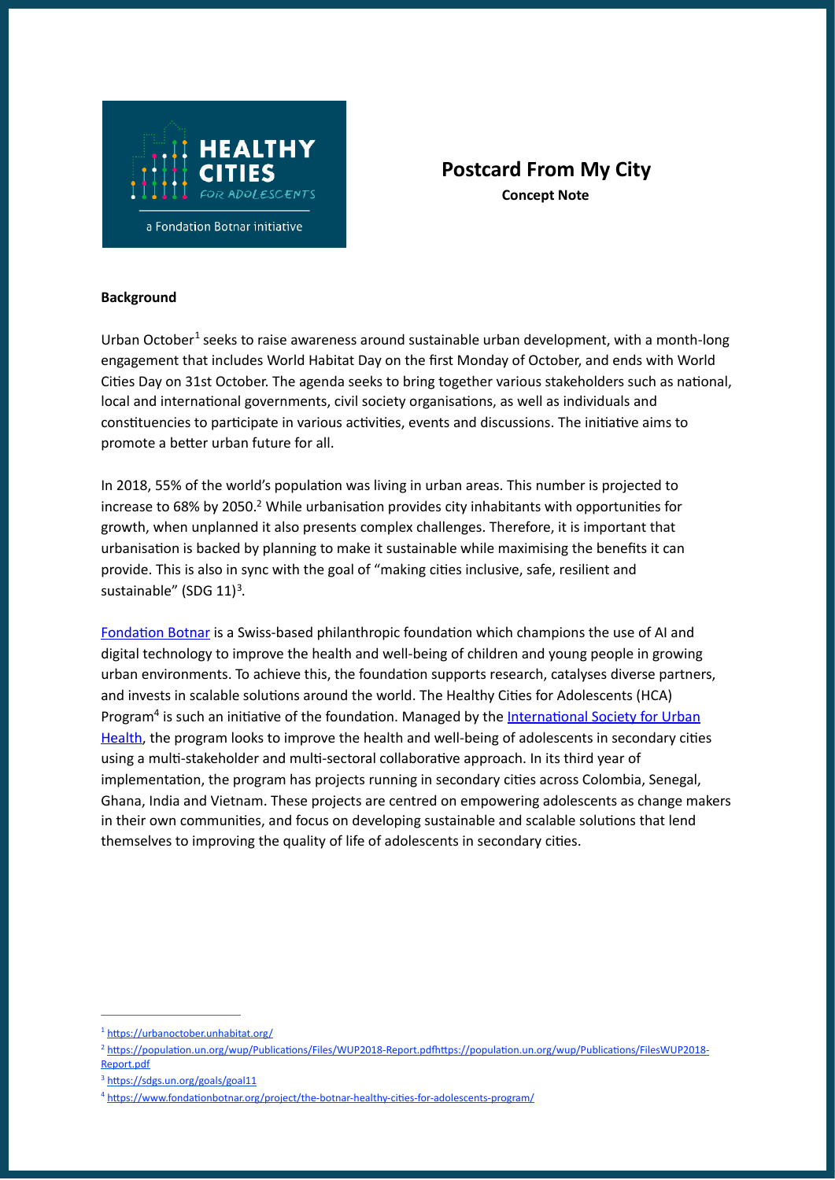# Postcard From My City

**Concept Note**

**Background**

Urban October[1] seeks to raise awareness around sustainable urban development, with a month-long engagement that includes World Habitat Day on the first Monday of October, and ends with World Cities Day on 31st October. The agenda seeks to bring together various stakeholders such as national, local and international governments, civil society organisations, as well as individuals and constituencies to participate in various activities, events and discussions. The initiative aims to promote a better urban future for all.

In 2018, 55% of the world's population was living in urban areas. This number is projected to increase to 68% by 2050.[2] While urbanisation provides city inhabitants with opportunities for growth, when unplanned it also presents complex challenges. Therefore, it is important that urbanisation is backed by planning to make it sustainable while maximising the benefits it can provide. This is also in sync with the goal of "making cities inclusive, safe, resilient and sustainable" (SDG 11)[3].

Fondation Botnar is a Swiss-based philanthropic foundation which champions the use of AI and digital technology to improve the health and well-being of children and young people in growing urban environments. To achieve this, the foundation supports research, catalyses diverse partners, and invests in scalable solutions around the world. The Healthy Cities for Adolescents (HCA) Program[4] is such an initiative of the foundation. Managed by the International Society for Urban Health, the program looks to improve the health and well-being of adolescents in secondary cities using a multi-stakeholder and multi-sectoral collaborative approach. In its third year of implementation, the program has projects running in secondary cities across Colombia, Senegal, Ghana, India and Vietnam. These projects are centred on empowering adolescents as change makers in their own communities, and focus on developing sustainable and scalable solutions that lend themselves to improving the quality of life of adolescents in secondary cities.

---

[1] https://urbanoctober.unhabitat.org/

[2] https://population.un.org/wup/Publications/Files/WUP2018-Report.pdfhttps://population.un.org/wup/Publications/FilesWUP2018-Report.pdf

[3] https://sdgs.un.org/goals/goal11

[4] https://www.fondationbotnar.org/project/the-botnar-healthy-cities-for-adolescents-program/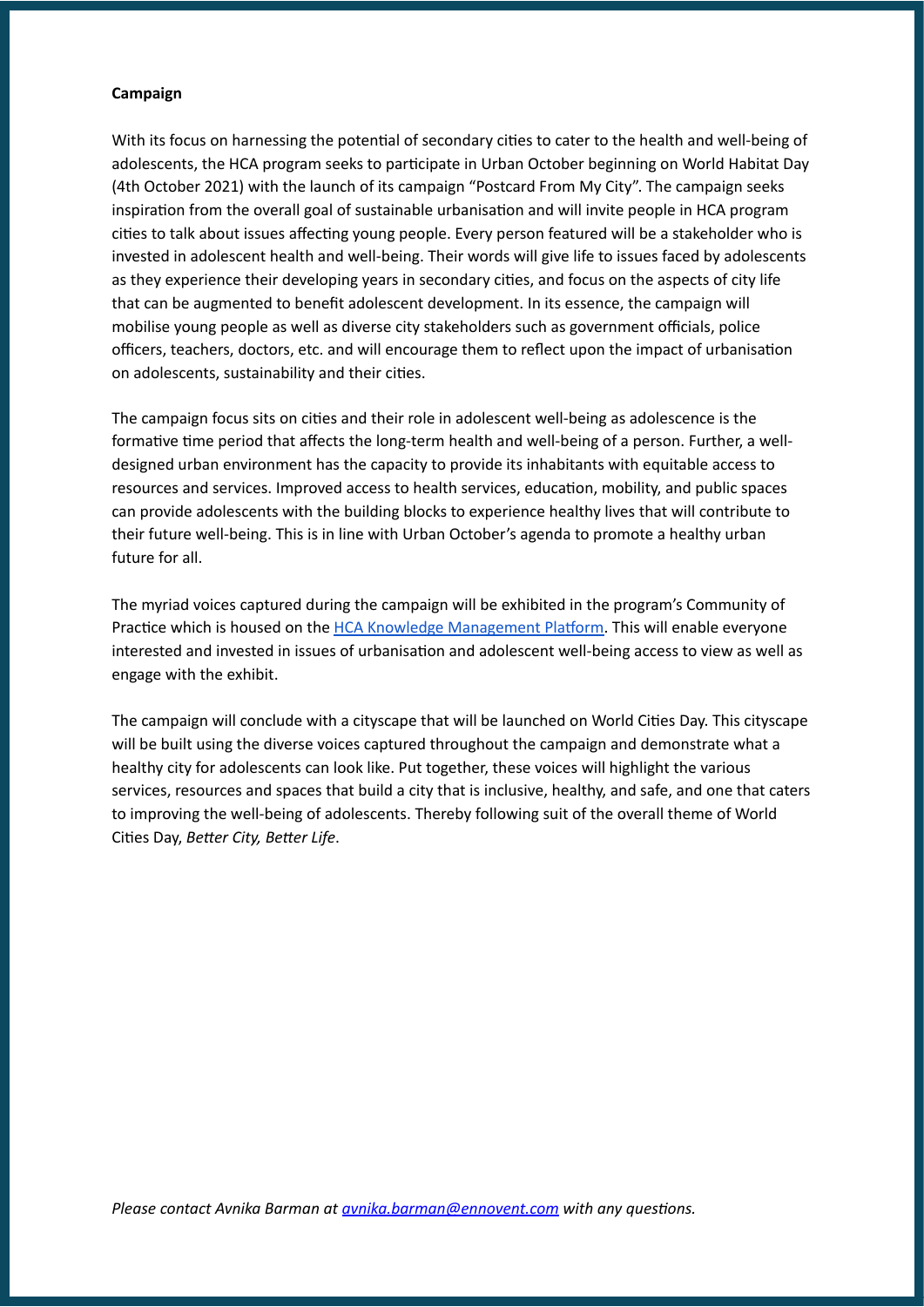**Campaign**

With its focus on harnessing the potential of secondary cities to cater to the health and well-being of adolescents, the HCA program seeks to participate in Urban October beginning on World Habitat Day (4th October 2021) with the launch of its campaign "Postcard From My City". The campaign seeks inspiration from the overall goal of sustainable urbanisation and will invite people in HCA program cities to talk about issues affecting young people. Every person featured will be a stakeholder who is invested in adolescent health and well-being. Their words will give life to issues faced by adolescents as they experience their developing years in secondary cities, and focus on the aspects of city life that can be augmented to benefit adolescent development. In its essence, the campaign will mobilise young people as well as diverse city stakeholders such as government officials, police officers, teachers, doctors, etc. and will encourage them to reflect upon the impact of urbanisation on adolescents, sustainability and their cities.

The campaign focus sits on cities and their role in adolescent well-being as adolescence is the formative time period that affects the long-term health and well-being of a person. Further, a well-designed urban environment has the capacity to provide its inhabitants with equitable access to resources and services. Improved access to health services, education, mobility, and public spaces can provide adolescents with the building blocks to experience healthy lives that will contribute to their future well-being. This is in line with Urban October's agenda to promote a healthy urban future for all.

The myriad voices captured during the campaign will be exhibited in the program's Community of Practice which is housed on the [HCA Knowledge Management Platform]. This will enable everyone interested and invested in issues of urbanisation and adolescent well-being access to view as well as engage with the exhibit.

The campaign will conclude with a cityscape that will be launched on World Cities Day. This cityscape will be built using the diverse voices captured throughout the campaign and demonstrate what a healthy city for adolescents can look like. Put together, these voices will highlight the various services, resources and spaces that build a city that is inclusive, healthy, and safe, and one that caters to improving the well-being of adolescents. Thereby following suit of the overall theme of World Cities Day, *Better City, Better Life*.

*Please contact Avnika Barman at avnika.barman@ennovent.com with any questions.*